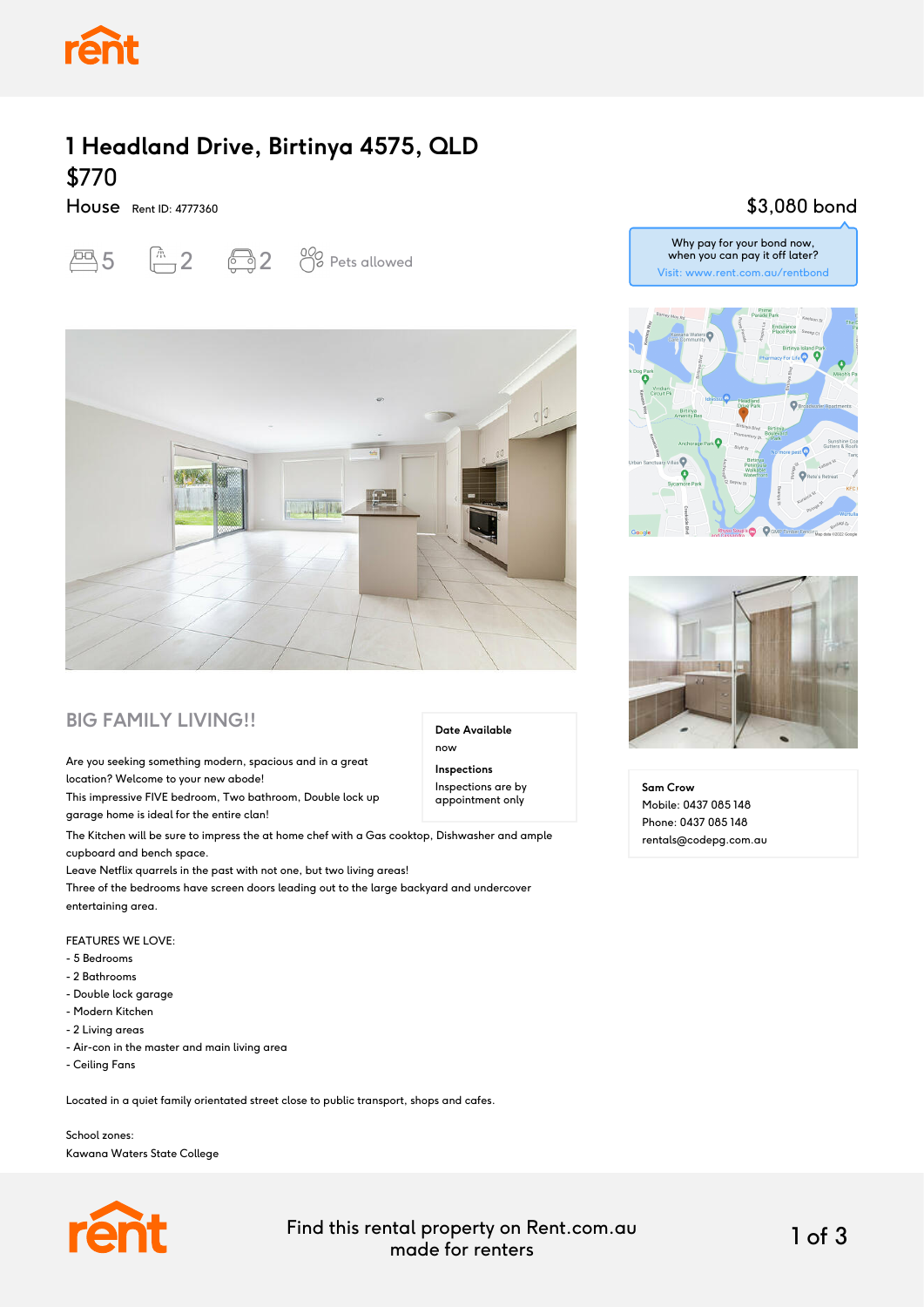# 1 Headland Drive, Birtinya 4575, QLD

## $770

House Rent ID: 4777360

5 bedrooms 2 bathrooms 2 car spaces Pets allowed

$3,080 bond

Why pay for your bond now, when you can pay it off later?
Visit: www.rent.com.au/rentbond

## BIG FAMILY LIVING!!

**Date Available**
now

**Inspections**
Inspections are by appointment only

Are you seeking something modern, spacious and in a great location? Welcome to your new abode!
This impressive FIVE bedroom, Two bathroom, Double lock up garage home is ideal for the entire clan!
The Kitchen will be sure to impress the at home chef with a Gas cooktop, Dishwasher and ample cupboard and bench space.
Leave Netflix quarrels in the past with not one, but two living areas!
Three of the bedrooms have screen doors leading out to the large backyard and undercover entertaining area.

FEATURES WE LOVE:
- 5 Bedrooms
- 2 Bathrooms
- Double lock garage
- Modern Kitchen
- 2 Living areas
- Air-con in the master and main living area
- Ceiling Fans

Located in a quiet family orientated street close to public transport, shops and cafes.

School zones:
Kawana Waters State College

**Sam Crow**
Mobile: 0437 085 148
Phone: 0437 085 148
rentals@codepg.com.au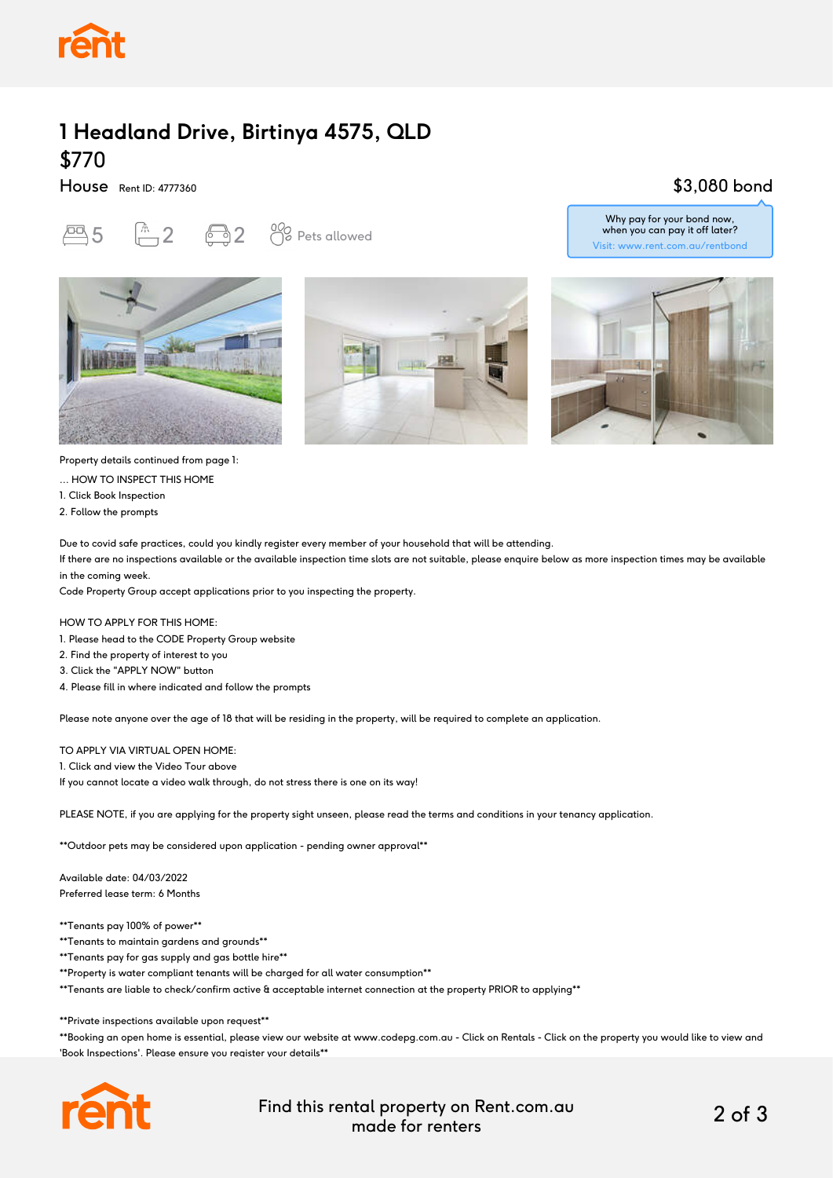# 1 Headland Drive, Birtinya 4575, QLD

## $770

**House** Rent ID: 4777360

**$3,080 bond**

Why pay for your bond now, when you can pay it off later?
Visit: www.rent.com.au/rentbond

5 bedrooms | 2 bathrooms | 2 car spaces | Pets allowed

Property details continued from page 1:

... HOW TO INSPECT THIS HOME

1. Click Book Inspection
2. Follow the prompts

Due to covid safe practices, could you kindly register every member of your household that will be attending.

If there are no inspections available or the available inspection time slots are not suitable, please enquire below as more inspection times may be available in the coming week.

Code Property Group accept applications prior to you inspecting the property.

HOW TO APPLY FOR THIS HOME:

1. Please head to the CODE Property Group website
2. Find the property of interest to you
3. Click the "APPLY NOW" button
4. Please fill in where indicated and follow the prompts

Please note anyone over the age of 18 that will be residing in the property, will be required to complete an application.

TO APPLY VIA VIRTUAL OPEN HOME:

1. Click and view the Video Tour above

If you cannot locate a video walk through, do not stress there is one on its way!

PLEASE NOTE, if you are applying for the property sight unseen, please read the terms and conditions in your tenancy application.

**Outdoor pets may be considered upon application - pending owner approval**

Available date: 04/03/2022
Preferred lease term: 6 Months

**Tenants pay 100% of power**
**Tenants to maintain gardens and grounds**
**Tenants pay for gas supply and gas bottle hire**
**Property is water compliant tenants will be charged for all water consumption**
**Tenants are liable to check/confirm active & acceptable internet connection at the property PRIOR to applying**

**Private inspections available upon request**
**Booking an open home is essential, please view our website at www.codepg.com.au - Click on Rentals - Click on the property you would like to view and 'Book Inspections'. Please ensure you register your details**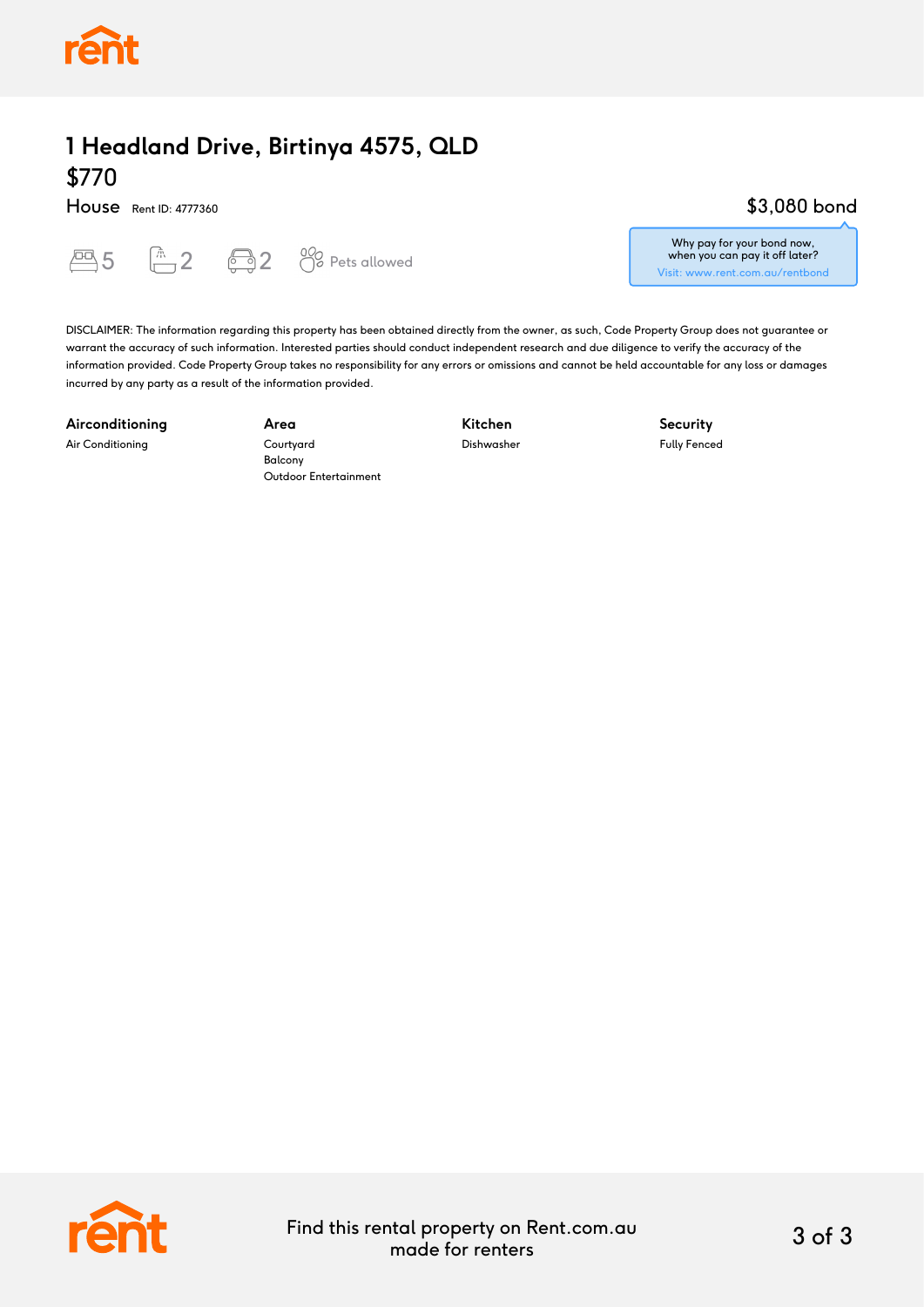# 1 Headland Drive, Birtinya 4575, QLD

## $770

House Rent ID: 4777360

$3,080 bond

Why pay for your bond now, when you can pay it off later?
Visit: www.rent.com.au/rentbond

5 2 2 Pets allowed

DISCLAIMER: The information regarding this property has been obtained directly from the owner, as such, Code Property Group does not guarantee or warrant the accuracy of such information. Interested parties should conduct independent research and due diligence to verify the accuracy of the information provided. Code Property Group takes no responsibility for any errors or omissions and cannot be held accountable for any loss or damages incurred by any party as a result of the information provided.

### Airconditioning

Air Conditioning

### Area

Courtyard
Balcony
Outdoor Entertainment

### Kitchen

Dishwasher

### Security

Fully Fenced

Find this rental property on Rent.com.au made for renters